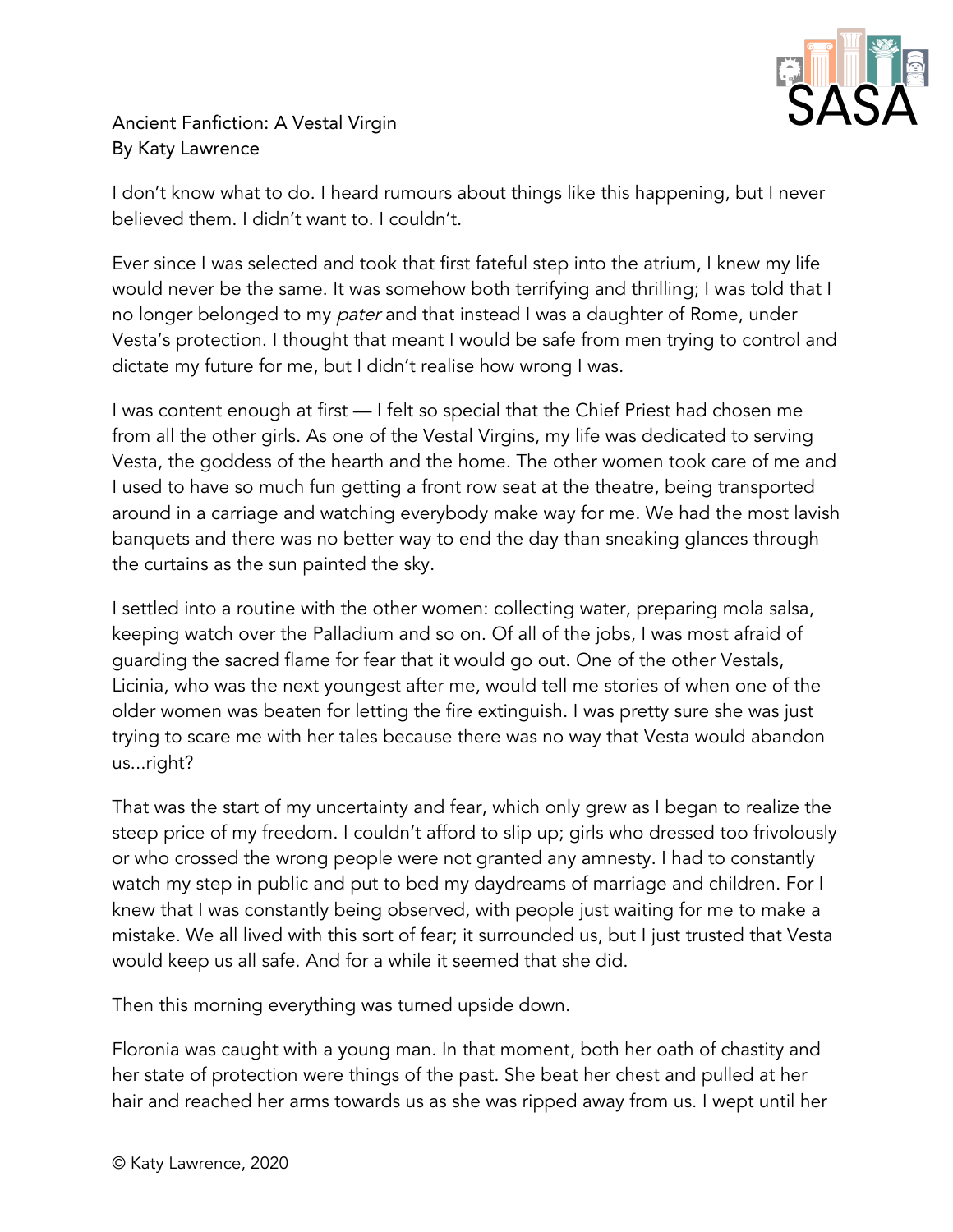Ancient Fanfiction: A Vestal Virgin
By Katy Lawrence

I don't know what to do. I heard rumours about things like this happening, but I never believed them. I didn't want to. I couldn't.

Ever since I was selected and took that first fateful step into the atrium, I knew my life would never be the same. It was somehow both terrifying and thrilling; I was told that I no longer belonged to my *pater* and that instead I was a daughter of Rome, under Vesta's protection. I thought that meant I would be safe from men trying to control and dictate my future for me, but I didn't realise how wrong I was.

I was content enough at first — I felt so special that the Chief Priest had chosen me from all the other girls. As one of the Vestal Virgins, my life was dedicated to serving Vesta, the goddess of the hearth and the home. The other women took care of me and I used to have so much fun getting a front row seat at the theatre, being transported around in a carriage and watching everybody make way for me. We had the most lavish banquets and there was no better way to end the day than sneaking glances through the curtains as the sun painted the sky.

I settled into a routine with the other women: collecting water, preparing mola salsa, keeping watch over the Palladium and so on. Of all of the jobs, I was most afraid of guarding the sacred flame for fear that it would go out. One of the other Vestals, Licinia, who was the next youngest after me, would tell me stories of when one of the older women was beaten for letting the fire extinguish. I was pretty sure she was just trying to scare me with her tales because there was no way that Vesta would abandon us...right?

That was the start of my uncertainty and fear, which only grew as I began to realize the steep price of my freedom. I couldn't afford to slip up; girls who dressed too frivolously or who crossed the wrong people were not granted any amnesty. I had to constantly watch my step in public and put to bed my daydreams of marriage and children. For I knew that I was constantly being observed, with people just waiting for me to make a mistake. We all lived with this sort of fear; it surrounded us, but I just trusted that Vesta would keep us all safe. And for a while it seemed that she did.

Then this morning everything was turned upside down.

Floronia was caught with a young man. In that moment, both her oath of chastity and her state of protection were things of the past. She beat her chest and pulled at her hair and reached her arms towards us as she was ripped away from us. I wept until her

© Katy Lawrence, 2020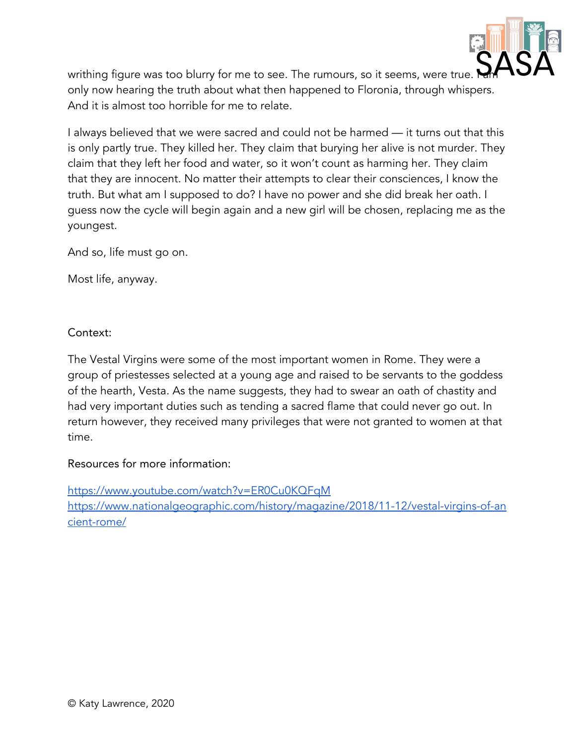writhing figure was too blurry for me to see. The rumours, so it seems, were true. I am only now hearing the truth about what then happened to Floronia, through whispers. And it is almost too horrible for me to relate.

I always believed that we were sacred and could not be harmed — it turns out that this is only partly true. They killed her. They claim that burying her alive is not murder. They claim that they left her food and water, so it won't count as harming her. They claim that they are innocent. No matter their attempts to clear their consciences, I know the truth. But what am I supposed to do? I have no power and she did break her oath. I guess now the cycle will begin again and a new girl will be chosen, replacing me as the youngest.

And so, life must go on.

Most life, anyway.

Context:

The Vestal Virgins were some of the most important women in Rome. They were a group of priestesses selected at a young age and raised to be servants to the goddess of the hearth, Vesta. As the name suggests, they had to swear an oath of chastity and had very important duties such as tending a sacred flame that could never go out. In return however, they received many privileges that were not granted to women at that time.

Resources for more information:

https://www.youtube.com/watch?v=ER0Cu0KQFqM
https://www.nationalgeographic.com/history/magazine/2018/11-12/vestal-virgins-of-ancient-rome/

© Katy Lawrence, 2020